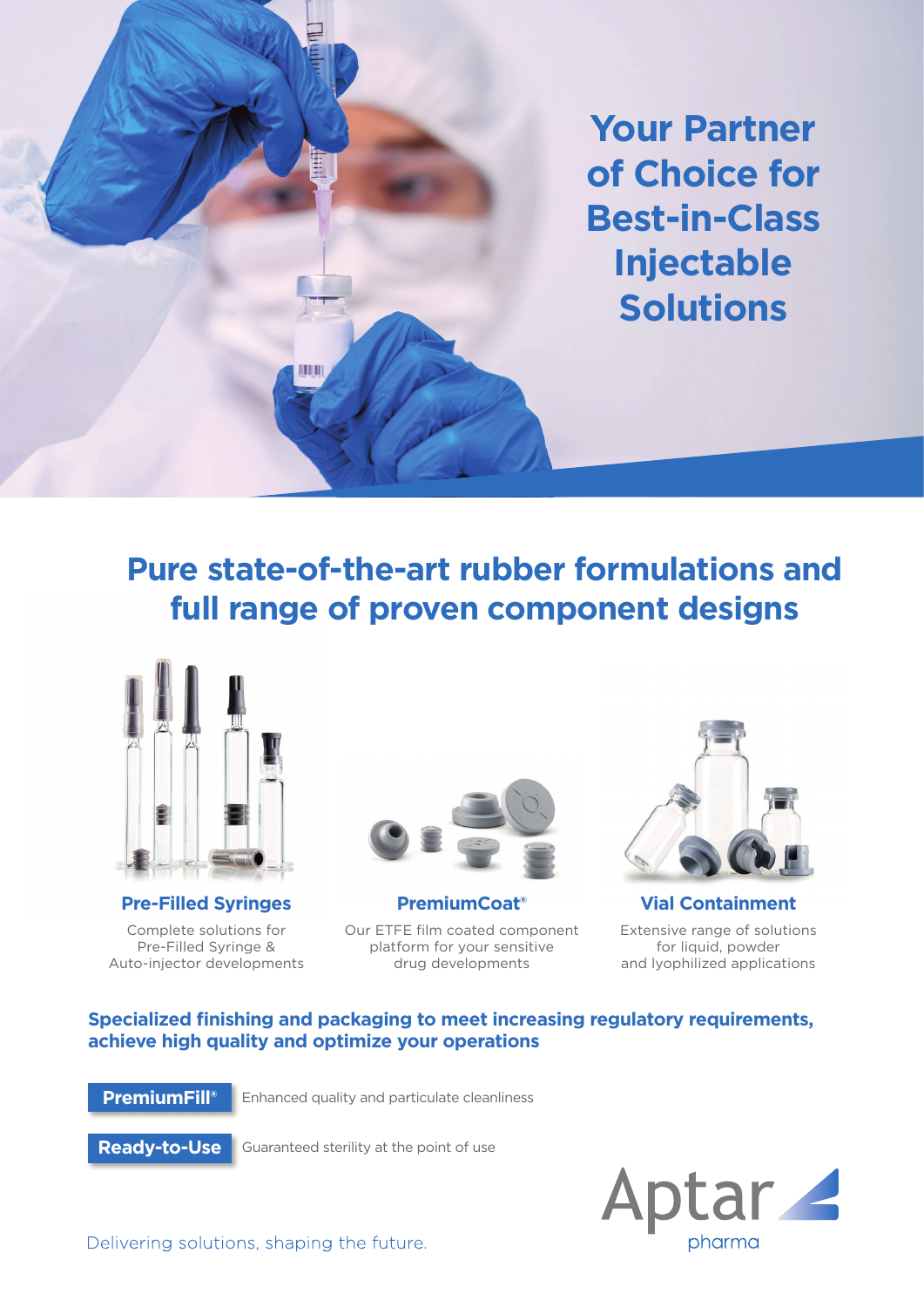# Your Partner of Choice for Best-in-Class Injectable Solutions

## Pure state-of-the-art rubber formulations and full range of proven component designs

### Pre-Filled Syringes

Complete solutions for Pre-Filled Syringe & Auto-injector developments

### PremiumCoat®

Our ETFE film coated component platform for your sensitive drug developments

### Vial Containment

Extensive range of solutions for liquid, powder and lyophilized applications

## Specialized finishing and packaging to meet increasing regulatory requirements, achieve high quality and optimize your operations

**PremiumFill®** Enhanced quality and particulate cleanliness

**Ready-to-Use** Guaranteed sterility at the point of use

Delivering solutions, shaping the future.

Aptar pharma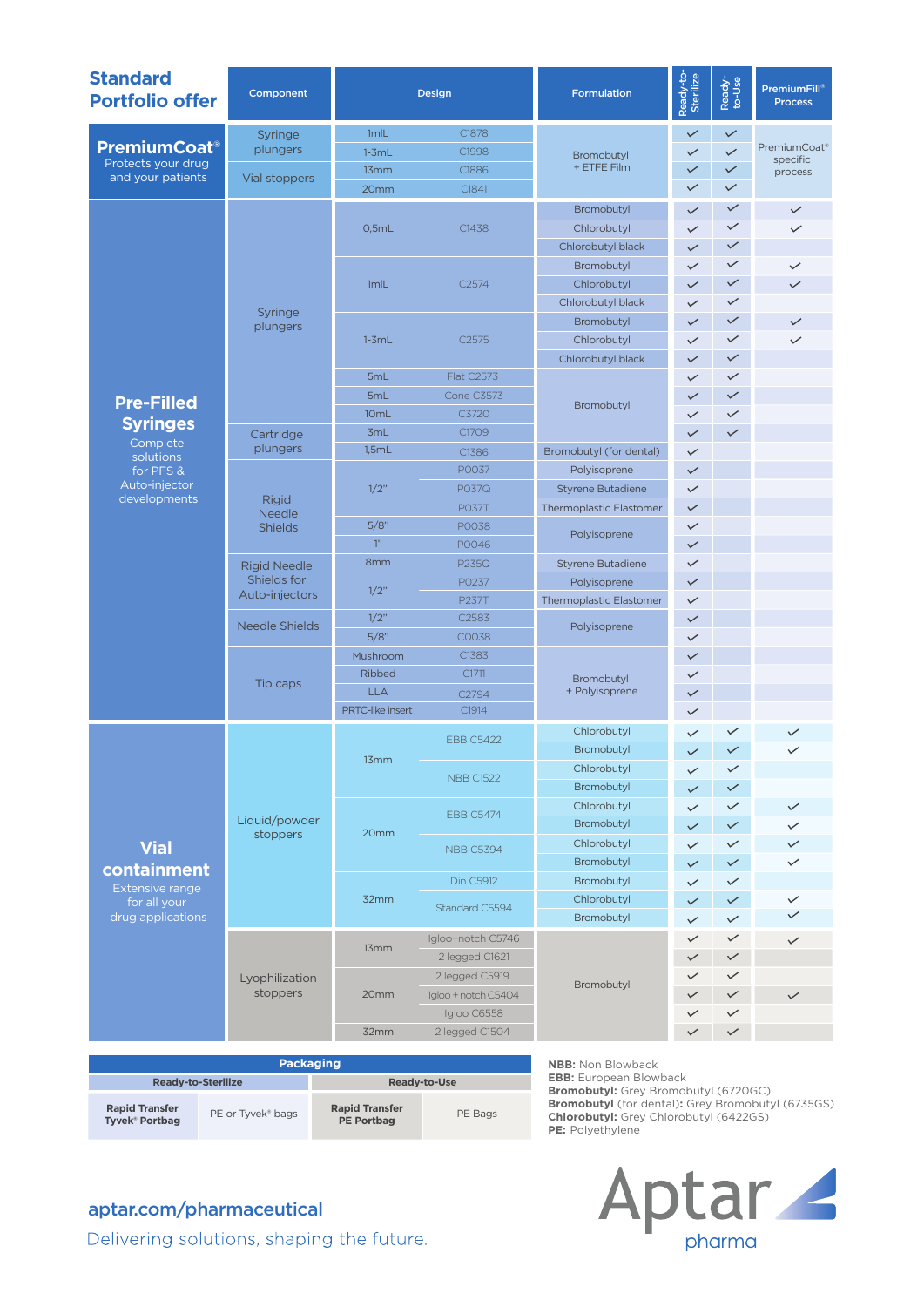# Standard Portfolio offer

| | Component | Design | | Formulation | Ready-to-Sterilize | Ready-to-Use | PremiumFill® Process |
|---|---|---|---|---|---|---|---|
| **PremiumCoat®** Protects your drug and your patients | Syringe plungers | 1mL | C1878 | Bromobutyl + ETFE Film | ✓ | ✓ | PremiumCoat® specific process |
| | | 1-3mL | C1998 | | ✓ | ✓ | |
| | Vial stoppers | 13mm | C1886 | | ✓ | ✓ | |
| | | 20mm | C1841 | | ✓ | ✓ | |
| **Pre-Filled Syringes** Complete solutions for PFS & Auto-injector developments | Syringe plungers | 0,5mL | C1438 | Bromobutyl | ✓ | ✓ | ✓ |
| | | | | Chlorobutyl | ✓ | ✓ | ✓ |
| | | | | Chlorobutyl black | ✓ | ✓ | |
| | | 1mL | C2574 | Bromobutyl | ✓ | ✓ | ✓ |
| | | | | Chlorobutyl | ✓ | ✓ | ✓ |
| | | | | Chlorobutyl black | ✓ | ✓ | |
| | | 1-3mL | C2575 | Bromobutyl | ✓ | ✓ | ✓ |
| | | | | Chlorobutyl | ✓ | ✓ | ✓ |
| | | | | Chlorobutyl black | ✓ | ✓ | |
| | | 5mL | Flat C2573 | Bromobutyl | ✓ | ✓ | |
| | | 5mL | Cone C3573 | | ✓ | ✓ | |
| | | 10mL | C3720 | | ✓ | ✓ | |
| | Cartridge plungers | 3mL | C1709 | | ✓ | ✓ | |
| | | 1,5mL | C1386 | Bromobutyl (for dental) | ✓ | | |
| | Rigid Needle Shields | 1/2" | P0037 | Polyisoprene | ✓ | | |
| | | | P037Q | Styrene Butadiene | ✓ | | |
| | | | P037T | Thermoplastic Elastomer | ✓ | | |
| | | 5/8" | P0038 | Polyisoprene | ✓ | | |
| | | 1" | P0046 | | ✓ | | |
| | Rigid Needle Shields for Auto-injectors | 8mm | P235Q | Styrene Butadiene | ✓ | | |
| | | 1/2" | P0237 | Polyisoprene | ✓ | | |
| | | | P237T | Thermoplastic Elastomer | ✓ | | |
| | Needle Shields | 1/2" | C2583 | Polyisoprene | ✓ | | |
| | | 5/8" | C0038 | | ✓ | | |
| | Tip caps | Mushroom | C1383 | Bromobutyl + Polyisoprene | ✓ | | |
| | | Ribbed | C1711 | | ✓ | | |
| | | LLA | C2794 | | ✓ | | |
| | | PRTC-like insert | C1914 | | ✓ | | |
| **Vial containment** Extensive range for all your drug applications | Liquid/powder stoppers | 13mm | EBB C5422 | Chlorobutyl | ✓ | ✓ | ✓ |
| | | | | Bromobutyl | ✓ | ✓ | ✓ |
| | | | NBB C1522 | Chlorobutyl | ✓ | ✓ | |
| | | | | Bromobutyl | ✓ | ✓ | |
| | | 20mm | EBB C5474 | Chlorobutyl | ✓ | ✓ | ✓ |
| | | | | Bromobutyl | ✓ | ✓ | ✓ |
| | | | NBB C5394 | Chlorobutyl | ✓ | ✓ | ✓ |
| | | | | Bromobutyl | ✓ | ✓ | ✓ |
| | | 32mm | Din C5912 | Bromobutyl | ✓ | ✓ | |
| | | | Standard C5594 | Chlorobutyl | ✓ | ✓ | ✓ |
| | | | | Bromobutyl | ✓ | ✓ | ✓ |
| | Lyophilization stoppers | 13mm | Igloo+notch C5746 | Bromobutyl | ✓ | ✓ | ✓ |
| | | | 2 legged C1621 | | ✓ | ✓ | |
| | | 20mm | 2 legged C5919 | | ✓ | ✓ | |
| | | | Igloo + notch C5404 | | ✓ | ✓ | ✓ |
| | | | Igloo C6558 | | ✓ | ✓ | |
| | | 32mm | 2 legged C1504 | | ✓ | ✓ | |

| Packaging | | | |
|---|---|---|---|
| Ready-to-Sterilize | | Ready-to-Use | |
| **Rapid Transfer Tyvek® Portbag** | PE or Tyvek® bags | **Rapid Transfer PE Portbag** | PE Bags |

**NBB:** Non Blowback
**EBB:** European Blowback
**Bromobutyl:** Grey Bromobutyl (6720GC)
**Bromobutyl** (for dental)**:** Grey Bromobutyl (6735GS)
**Chlorobutyl:** Grey Chlorobutyl (6422GS)
**PE:** Polyethylene

**aptar.com/pharmaceutical**

Delivering solutions, shaping the future.

Aptar pharma